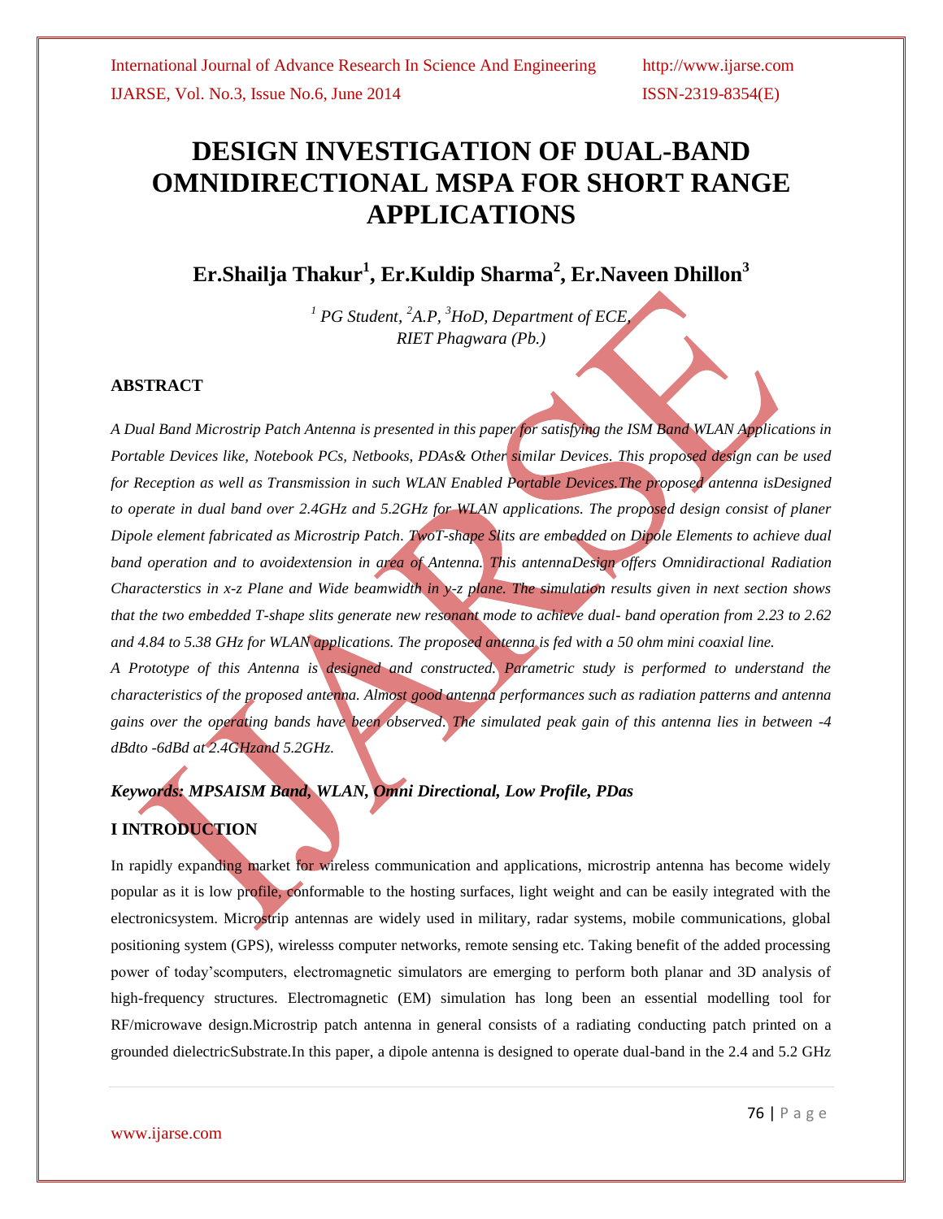# DESIGN INVESTIGATION OF DUAL-BAND OMNIDIRECTIONAL MSPA FOR SHORT RANGE APPLICATIONS

**Er.Shailja Thakur[1], Er.Kuldip Sharma[2], Er.Naveen Dhillon[3]**

*[1] PG Student, [2]A.P, [3]HoD, Department of ECE, RIET Phagwara (Pb.)*

### ABSTRACT

*A Dual Band Microstrip Patch Antenna is presented in this paper for satisfying the ISM Band WLAN Applications in Portable Devices like, Notebook PCs, Netbooks, PDAs& Other similar Devices. This proposed design can be used for Reception as well as Transmission in such WLAN Enabled Portable Devices.The proposed antenna isDesigned to operate in dual band over 2.4GHz and 5.2GHz for WLAN applications. The proposed design consist of planer Dipole element fabricated as Microstrip Patch. TwoT-shape Slits are embedded on Dipole Elements to achieve dual band operation and to avoidextension in area of Antenna. This antennaDesign offers Omnidiractional Radiation Characterstics in x-z Plane and Wide beamwidth in y-z plane. The simulation results given in next section shows that the two embedded T-shape slits generate new resonant mode to achieve dual- band operation from 2.23 to 2.62 and 4.84 to 5.38 GHz for WLAN applications. The proposed antenna is fed with a 50 ohm mini coaxial line.*

*A Prototype of this Antenna is designed and constructed. Parametric study is performed to understand the characteristics of the proposed antenna. Almost good antenna performances such as radiation patterns and antenna gains over the operating bands have been observed. The simulated peak gain of this antenna lies in between -4 dBdto -6dBd at 2.4GHzand 5.2GHz.*

***Keywords: MPSAISM Band, WLAN, Omni Directional, Low Profile, PDas***

### I INTRODUCTION

In rapidly expanding market for wireless communication and applications, microstrip antenna has become widely popular as it is low profile, conformable to the hosting surfaces, light weight and can be easily integrated with the electronicsystem. Microstrip antennas are widely used in military, radar systems, mobile communications, global positioning system (GPS), wirelesss computer networks, remote sensing etc. Taking benefit of the added processing power of today'scomputers, electromagnetic simulators are emerging to perform both planar and 3D analysis of high-frequency structures. Electromagnetic (EM) simulation has long been an essential modelling tool for RF/microwave design.Microstrip patch antenna in general consists of a radiating conducting patch printed on a grounded dielectricSubstrate.In this paper, a dipole antenna is designed to operate dual-band in the 2.4 and 5.2 GHz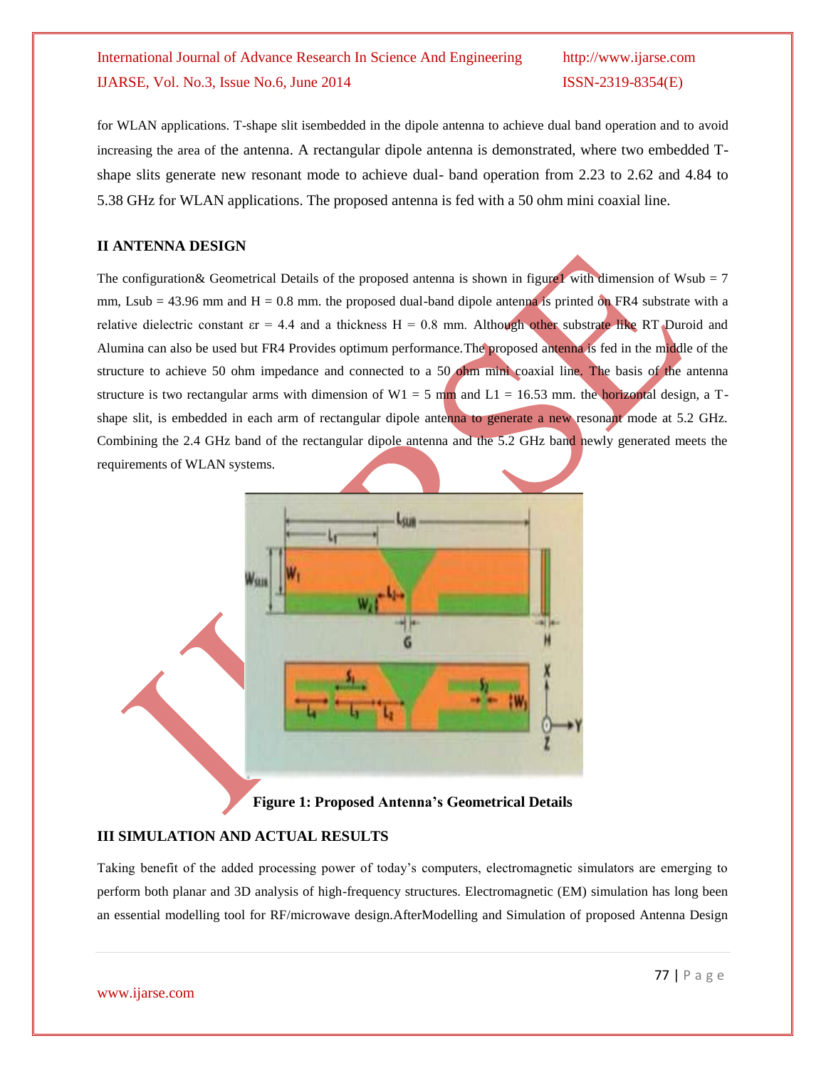for WLAN applications. T-shape slit isembedded in the dipole antenna to achieve dual band operation and to avoid increasing the area of the antenna. A rectangular dipole antenna is demonstrated, where two embedded T-shape slits generate new resonant mode to achieve dual- band operation from 2.23 to 2.62 and 4.84 to 5.38 GHz for WLAN applications. The proposed antenna is fed with a 50 ohm mini coaxial line.

## II ANTENNA DESIGN

The configuration& Geometrical Details of the proposed antenna is shown in figure1 with dimension of Wsub = 7 mm, Lsub = 43.96 mm and H = 0.8 mm. the proposed dual-band dipole antenna is printed on FR4 substrate with a relative dielectric constant $\varepsilon r = 4.4$ and a thickness H = 0.8 mm. Although other substrate like RT Duroid and Alumina can also be used but FR4 Provides optimum performance.The proposed antenna is fed in the middle of the structure to achieve 50 ohm impedance and connected to a 50 ohm mini coaxial line. The basis of the antenna structure is two rectangular arms with dimension of W1 = 5 mm and L1 = 16.53 mm. the horizontal design, a T-shape slit, is embedded in each arm of rectangular dipole antenna to generate a new resonant mode at 5.2 GHz. Combining the 2.4 GHz band of the rectangular dipole antenna and the 5.2 GHz band newly generated meets the requirements of WLAN systems.

**Figure 1: Proposed Antenna's Geometrical Details**

## III SIMULATION AND ACTUAL RESULTS

Taking benefit of the added processing power of today's computers, electromagnetic simulators are emerging to perform both planar and 3D analysis of high-frequency structures. Electromagnetic (EM) simulation has long been an essential modelling tool for RF/microwave design.AfterModelling and Simulation of proposed Antenna Design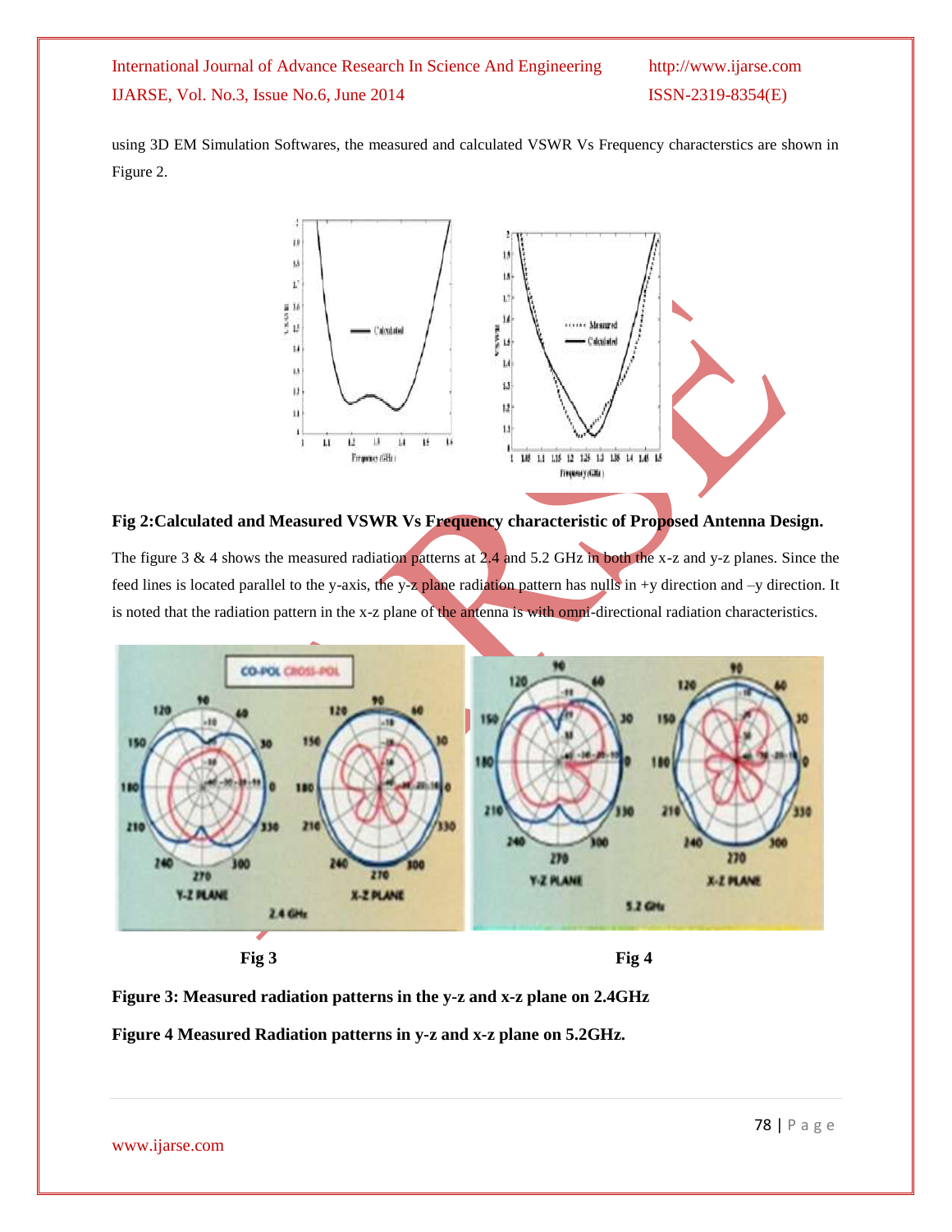using 3D EM Simulation Softwares, the measured and calculated VSWR Vs Frequency characterstics are shown in Figure 2.

**Fig 2:Calculated and Measured VSWR Vs Frequency characteristic of Proposed Antenna Design.**

The figure 3 & 4 shows the measured radiation patterns at 2.4 and 5.2 GHz in both the x-z and y-z planes. Since the feed lines is located parallel to the y-axis, the y-z plane radiation pattern has nulls in +y direction and –y direction. It is noted that the radiation pattern in the x-z plane of the antenna is with omni-directional radiation characteristics.

**Fig 3** **Fig 4**

**Figure 3: Measured radiation patterns in the y-z and x-z plane on 2.4GHz**

**Figure 4 Measured Radiation patterns in y-z and x-z plane on 5.2GHz.**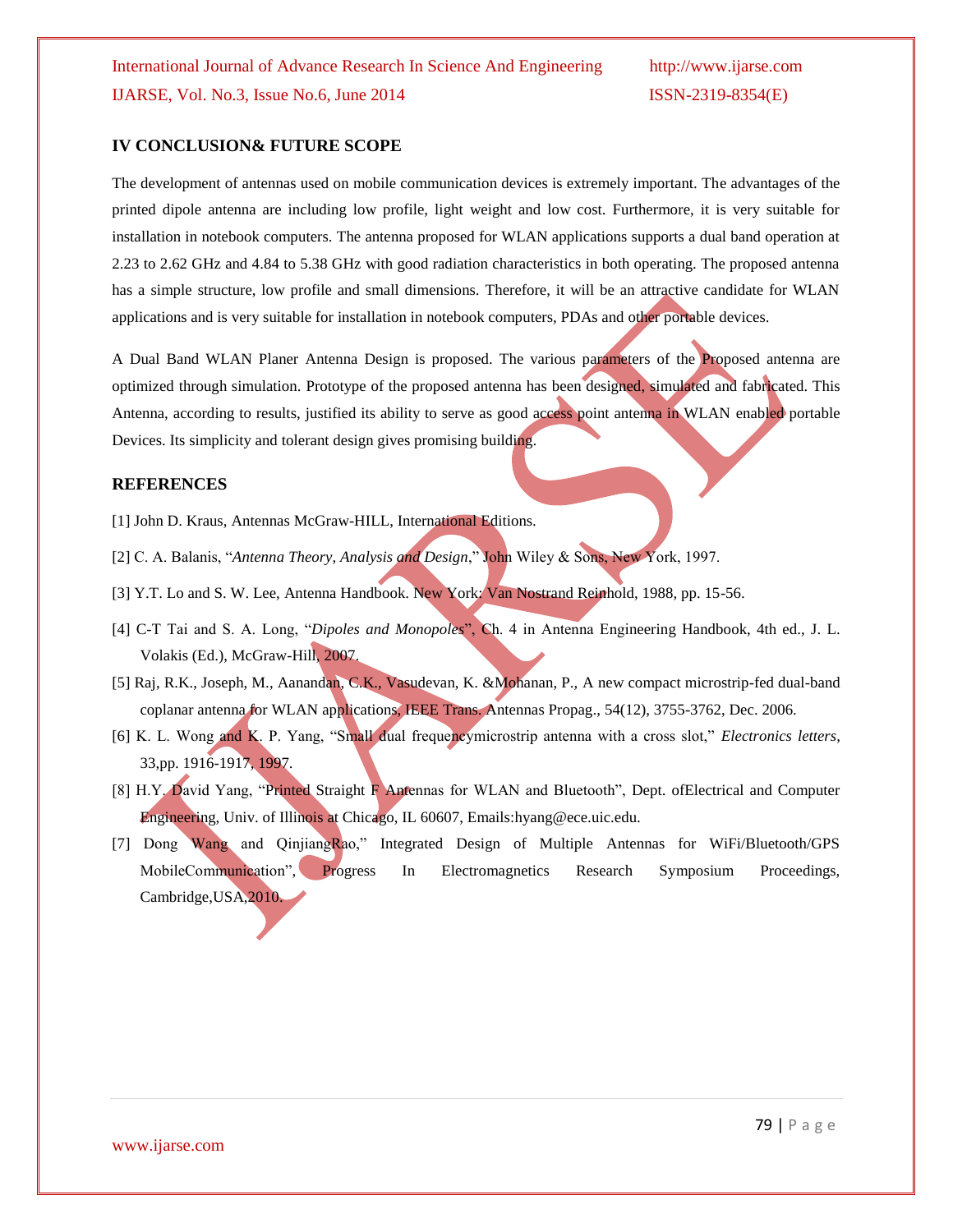## IV CONCLUSION& FUTURE SCOPE

The development of antennas used on mobile communication devices is extremely important. The advantages of the printed dipole antenna are including low profile, light weight and low cost. Furthermore, it is very suitable for installation in notebook computers. The antenna proposed for WLAN applications supports a dual band operation at 2.23 to 2.62 GHz and 4.84 to 5.38 GHz with good radiation characteristics in both operating. The proposed antenna has a simple structure, low profile and small dimensions. Therefore, it will be an attractive candidate for WLAN applications and is very suitable for installation in notebook computers, PDAs and other portable devices.

A Dual Band WLAN Planer Antenna Design is proposed. The various parameters of the Proposed antenna are optimized through simulation. Prototype of the proposed antenna has been designed, simulated and fabricated. This Antenna, according to results, justified its ability to serve as good access point antenna in WLAN enabled portable Devices. Its simplicity and tolerant design gives promising building.

## REFERENCES

[1] John D. Kraus, Antennas McGraw-HILL, International Editions.

[2] C. A. Balanis, "*Antenna Theory, Analysis and Design*," John Wiley & Sons, New York, 1997.

[3] Y.T. Lo and S. W. Lee, Antenna Handbook. New York: Van Nostrand Reinhold, 1988, pp. 15-56.

[4] C-T Tai and S. A. Long, "*Dipoles and Monopoles*", Ch. 4 in Antenna Engineering Handbook, 4th ed., J. L. Volakis (Ed.), McGraw-Hill, 2007.

[5] Raj, R.K., Joseph, M., Aanandan, C.K., Vasudevan, K. &Mohanan, P., A new compact microstrip-fed dual-band coplanar antenna for WLAN applications, IEEE Trans. Antennas Propag., 54(12), 3755-3762, Dec. 2006.

[6] K. L. Wong and K. P. Yang, "Small dual frequencymicrostrip antenna with a cross slot," *Electronics letters*, 33,pp. 1916-1917, 1997.

[8] H.Y. David Yang, "Printed Straight F Antennas for WLAN and Bluetooth", Dept. ofElectrical and Computer Engineering, Univ. of Illinois at Chicago, IL 60607, Emails:hyang@ece.uic.edu.

[7] Dong Wang and QinjiangRao," Integrated Design of Multiple Antennas for WiFi/Bluetooth/GPS MobileCommunication", Progress In Electromagnetics Research Symposium Proceedings, Cambridge,USA,2010.